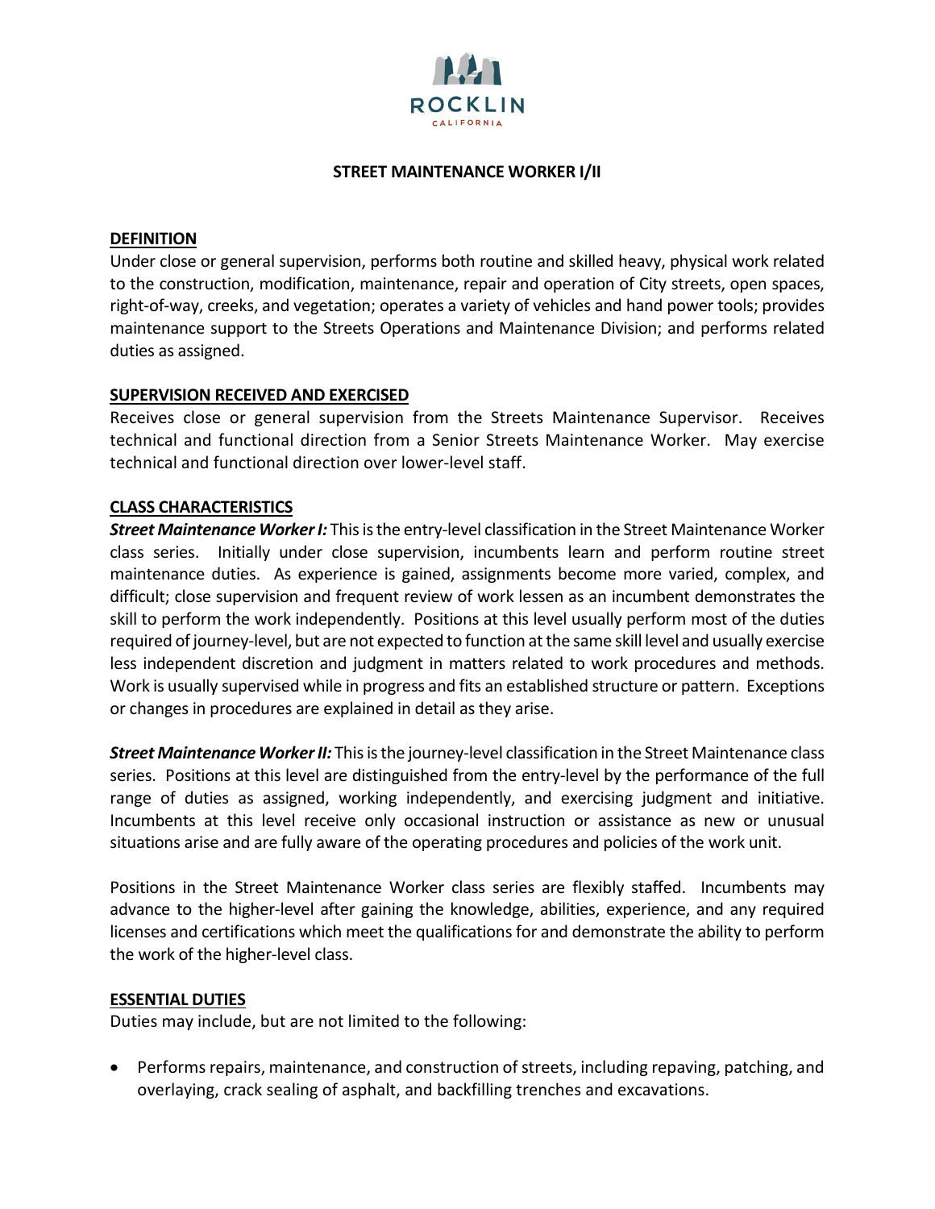ROCKLIN

CALIFORNIA

# STREET MAINTENANCE WORKER I/II

## DEFINITION

Under close or general supervision, performs both routine and skilled heavy, physical work related to the construction, modification, maintenance, repair and operation of City streets, open spaces, right-of-way, creeks, and vegetation; operates a variety of vehicles and hand power tools; provides maintenance support to the Streets Operations and Maintenance Division; and performs related duties as assigned.

## SUPERVISION RECEIVED AND EXERCISED

Receives close or general supervision from the Streets Maintenance Supervisor. Receives technical and functional direction from a Senior Streets Maintenance Worker. May exercise technical and functional direction over lower-level staff.

## CLASS CHARACTERISTICS

***Street Maintenance Worker I:*** This is the entry-level classification in the Street Maintenance Worker class series. Initially under close supervision, incumbents learn and perform routine street maintenance duties. As experience is gained, assignments become more varied, complex, and difficult; close supervision and frequent review of work lessen as an incumbent demonstrates the skill to perform the work independently. Positions at this level usually perform most of the duties required of journey-level, but are not expected to function at the same skill level and usually exercise less independent discretion and judgment in matters related to work procedures and methods. Work is usually supervised while in progress and fits an established structure or pattern. Exceptions or changes in procedures are explained in detail as they arise.

***Street Maintenance Worker II:*** This is the journey-level classification in the Street Maintenance class series. Positions at this level are distinguished from the entry-level by the performance of the full range of duties as assigned, working independently, and exercising judgment and initiative. Incumbents at this level receive only occasional instruction or assistance as new or unusual situations arise and are fully aware of the operating procedures and policies of the work unit.

Positions in the Street Maintenance Worker class series are flexibly staffed. Incumbents may advance to the higher-level after gaining the knowledge, abilities, experience, and any required licenses and certifications which meet the qualifications for and demonstrate the ability to perform the work of the higher-level class.

## ESSENTIAL DUTIES

Duties may include, but are not limited to the following:

- Performs repairs, maintenance, and construction of streets, including repaving, patching, and overlaying, crack sealing of asphalt, and backfilling trenches and excavations.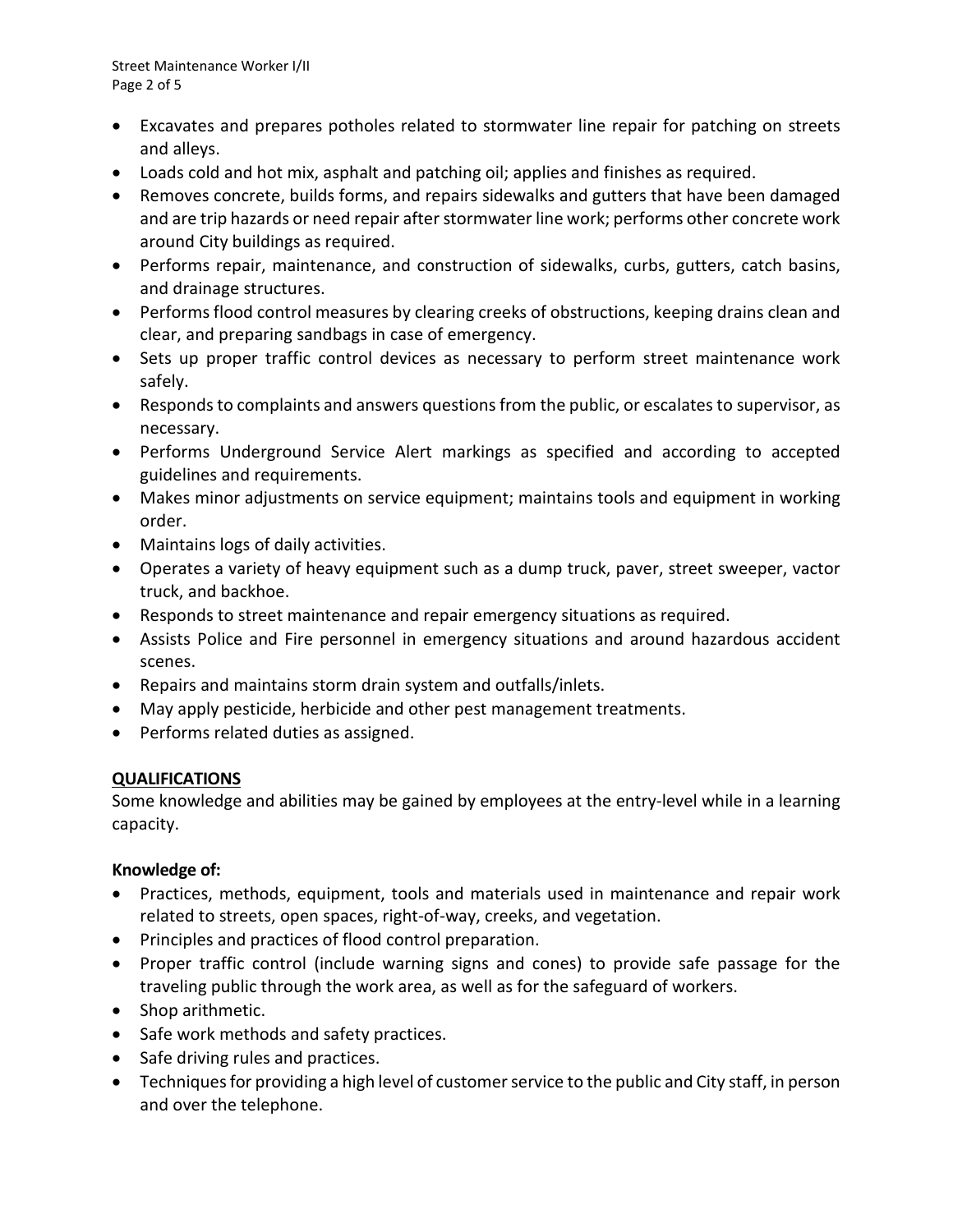- Excavates and prepares potholes related to stormwater line repair for patching on streets and alleys.
- Loads cold and hot mix, asphalt and patching oil; applies and finishes as required.
- Removes concrete, builds forms, and repairs sidewalks and gutters that have been damaged and are trip hazards or need repair after stormwater line work; performs other concrete work around City buildings as required.
- Performs repair, maintenance, and construction of sidewalks, curbs, gutters, catch basins, and drainage structures.
- Performs flood control measures by clearing creeks of obstructions, keeping drains clean and clear, and preparing sandbags in case of emergency.
- Sets up proper traffic control devices as necessary to perform street maintenance work safely.
- Responds to complaints and answers questions from the public, or escalates to supervisor, as necessary.
- Performs Underground Service Alert markings as specified and according to accepted guidelines and requirements.
- Makes minor adjustments on service equipment; maintains tools and equipment in working order.
- Maintains logs of daily activities.
- Operates a variety of heavy equipment such as a dump truck, paver, street sweeper, vactor truck, and backhoe.
- Responds to street maintenance and repair emergency situations as required.
- Assists Police and Fire personnel in emergency situations and around hazardous accident scenes.
- Repairs and maintains storm drain system and outfalls/inlets.
- May apply pesticide, herbicide and other pest management treatments.
- Performs related duties as assigned.

## QUALIFICATIONS

Some knowledge and abilities may be gained by employees at the entry-level while in a learning capacity.

**Knowledge of:**

- Practices, methods, equipment, tools and materials used in maintenance and repair work related to streets, open spaces, right-of-way, creeks, and vegetation.
- Principles and practices of flood control preparation.
- Proper traffic control (include warning signs and cones) to provide safe passage for the traveling public through the work area, as well as for the safeguard of workers.
- Shop arithmetic.
- Safe work methods and safety practices.
- Safe driving rules and practices.
- Techniques for providing a high level of customer service to the public and City staff, in person and over the telephone.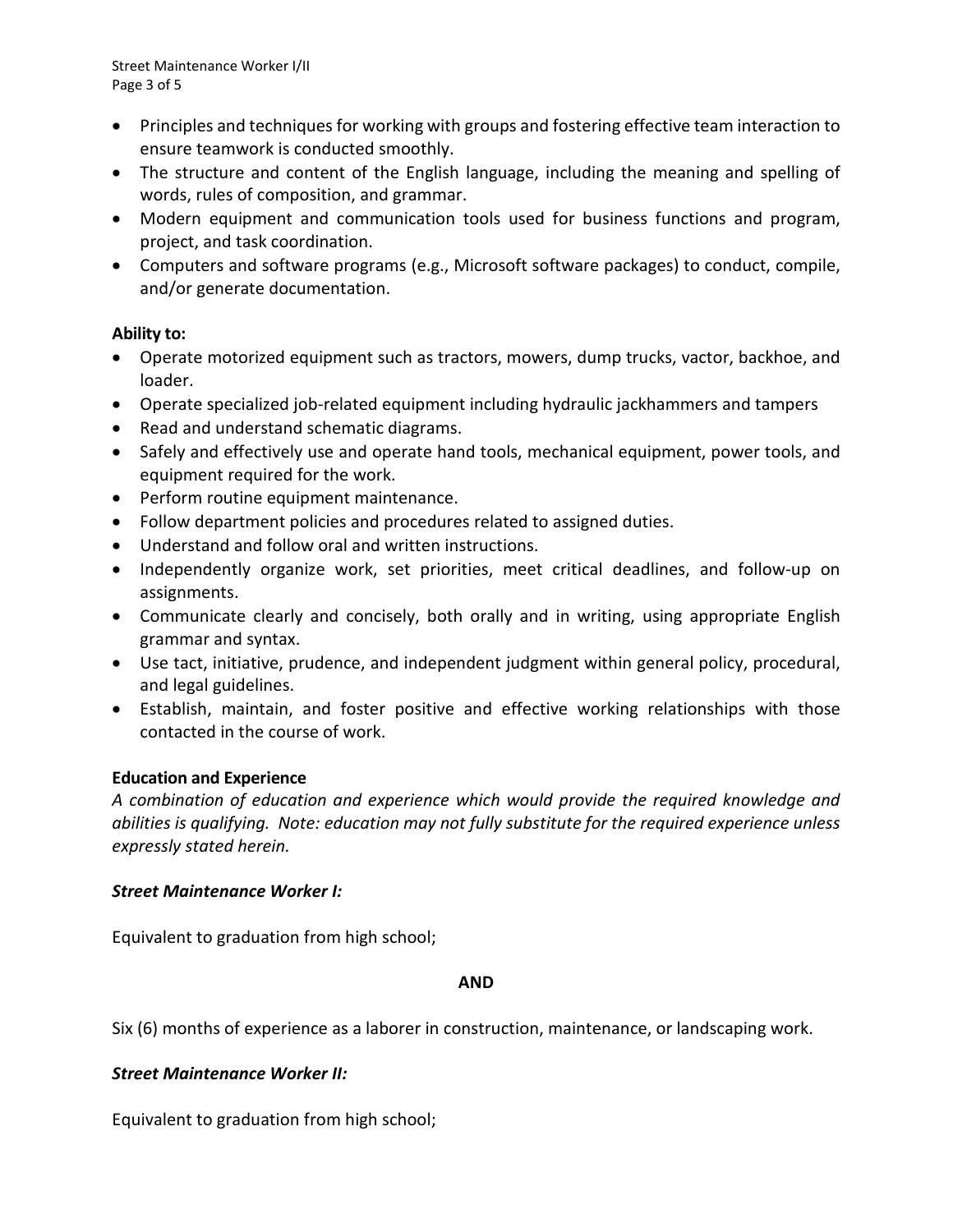- Principles and techniques for working with groups and fostering effective team interaction to ensure teamwork is conducted smoothly.
- The structure and content of the English language, including the meaning and spelling of words, rules of composition, and grammar.
- Modern equipment and communication tools used for business functions and program, project, and task coordination.
- Computers and software programs (e.g., Microsoft software packages) to conduct, compile, and/or generate documentation.

**Ability to:**

- Operate motorized equipment such as tractors, mowers, dump trucks, vactor, backhoe, and loader.
- Operate specialized job-related equipment including hydraulic jackhammers and tampers
- Read and understand schematic diagrams.
- Safely and effectively use and operate hand tools, mechanical equipment, power tools, and equipment required for the work.
- Perform routine equipment maintenance.
- Follow department policies and procedures related to assigned duties.
- Understand and follow oral and written instructions.
- Independently organize work, set priorities, meet critical deadlines, and follow-up on assignments.
- Communicate clearly and concisely, both orally and in writing, using appropriate English grammar and syntax.
- Use tact, initiative, prudence, and independent judgment within general policy, procedural, and legal guidelines.
- Establish, maintain, and foster positive and effective working relationships with those contacted in the course of work.

**Education and Experience**

*A combination of education and experience which would provide the required knowledge and abilities is qualifying. Note: education may not fully substitute for the required experience unless expressly stated herein.*

***Street Maintenance Worker I:***

Equivalent to graduation from high school;

**AND**

Six (6) months of experience as a laborer in construction, maintenance, or landscaping work.

***Street Maintenance Worker II:***

Equivalent to graduation from high school;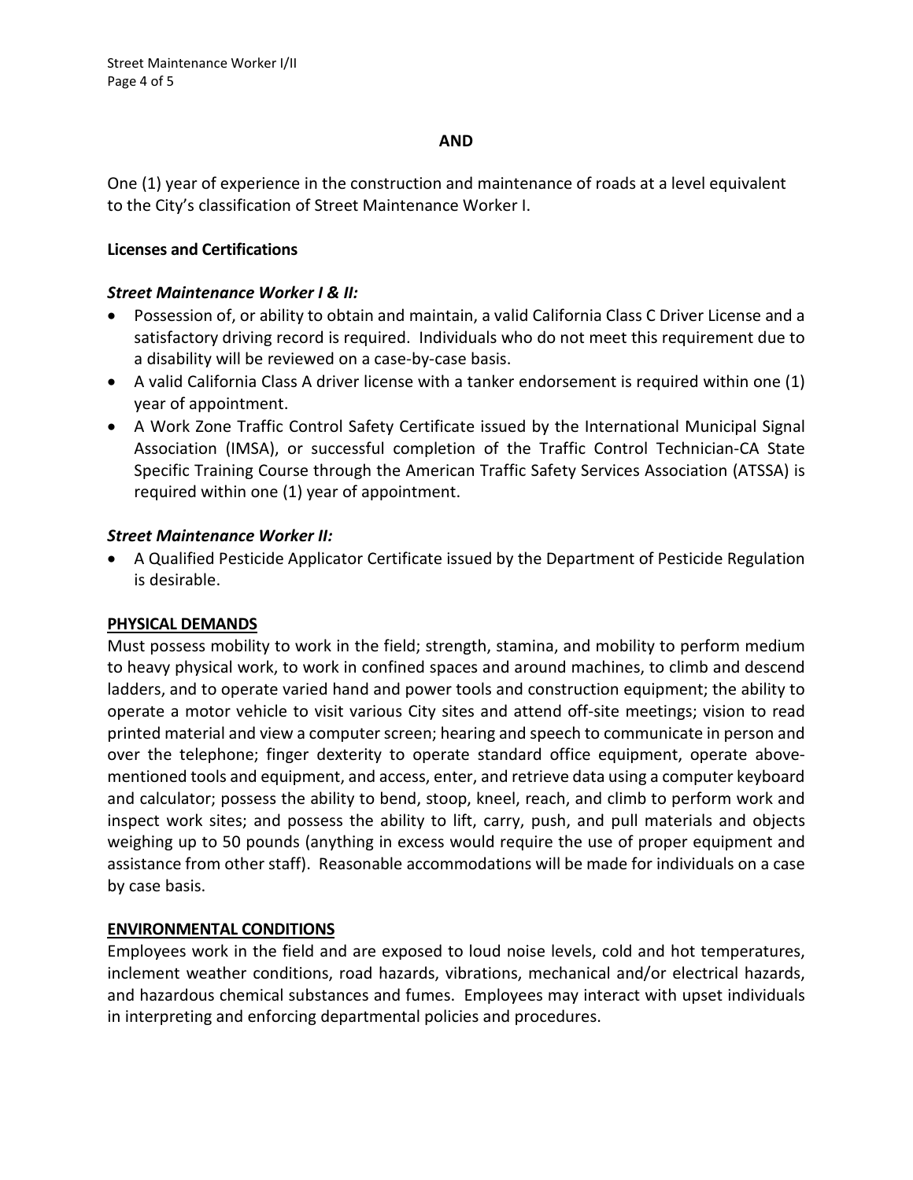**AND**

One (1) year of experience in the construction and maintenance of roads at a level equivalent to the City's classification of Street Maintenance Worker I.

**Licenses and Certifications**

***Street Maintenance Worker I & II:***

- Possession of, or ability to obtain and maintain, a valid California Class C Driver License and a satisfactory driving record is required. Individuals who do not meet this requirement due to a disability will be reviewed on a case-by-case basis.
- A valid California Class A driver license with a tanker endorsement is required within one (1) year of appointment.
- A Work Zone Traffic Control Safety Certificate issued by the International Municipal Signal Association (IMSA), or successful completion of the Traffic Control Technician-CA State Specific Training Course through the American Traffic Safety Services Association (ATSSA) is required within one (1) year of appointment.

***Street Maintenance Worker II:***

- A Qualified Pesticide Applicator Certificate issued by the Department of Pesticide Regulation is desirable.

## PHYSICAL DEMANDS

Must possess mobility to work in the field; strength, stamina, and mobility to perform medium to heavy physical work, to work in confined spaces and around machines, to climb and descend ladders, and to operate varied hand and power tools and construction equipment; the ability to operate a motor vehicle to visit various City sites and attend off-site meetings; vision to read printed material and view a computer screen; hearing and speech to communicate in person and over the telephone; finger dexterity to operate standard office equipment, operate above-mentioned tools and equipment, and access, enter, and retrieve data using a computer keyboard and calculator; possess the ability to bend, stoop, kneel, reach, and climb to perform work and inspect work sites; and possess the ability to lift, carry, push, and pull materials and objects weighing up to 50 pounds (anything in excess would require the use of proper equipment and assistance from other staff). Reasonable accommodations will be made for individuals on a case by case basis.

## ENVIRONMENTAL CONDITIONS

Employees work in the field and are exposed to loud noise levels, cold and hot temperatures, inclement weather conditions, road hazards, vibrations, mechanical and/or electrical hazards, and hazardous chemical substances and fumes. Employees may interact with upset individuals in interpreting and enforcing departmental policies and procedures.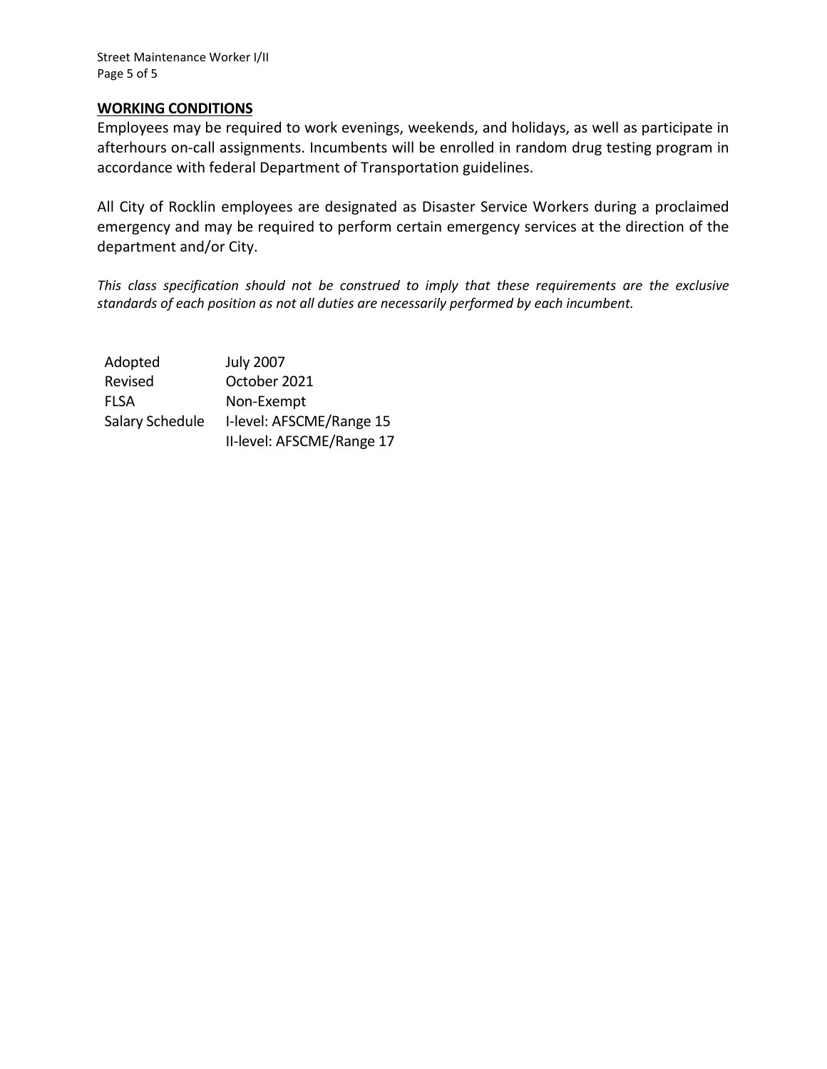## WORKING CONDITIONS

Employees may be required to work evenings, weekends, and holidays, as well as participate in afterhours on-call assignments. Incumbents will be enrolled in random drug testing program in accordance with federal Department of Transportation guidelines.

All City of Rocklin employees are designated as Disaster Service Workers during a proclaimed emergency and may be required to perform certain emergency services at the direction of the department and/or City.

*This class specification should not be construed to imply that these requirements are the exclusive standards of each position as not all duties are necessarily performed by each incumbent.*

| | |
|---|---|
| Adopted | July 2007 |
| Revised | October 2021 |
| FLSA | Non-Exempt |
| Salary Schedule | I-level: AFSCME/Range 15<br>II-level: AFSCME/Range 17 |